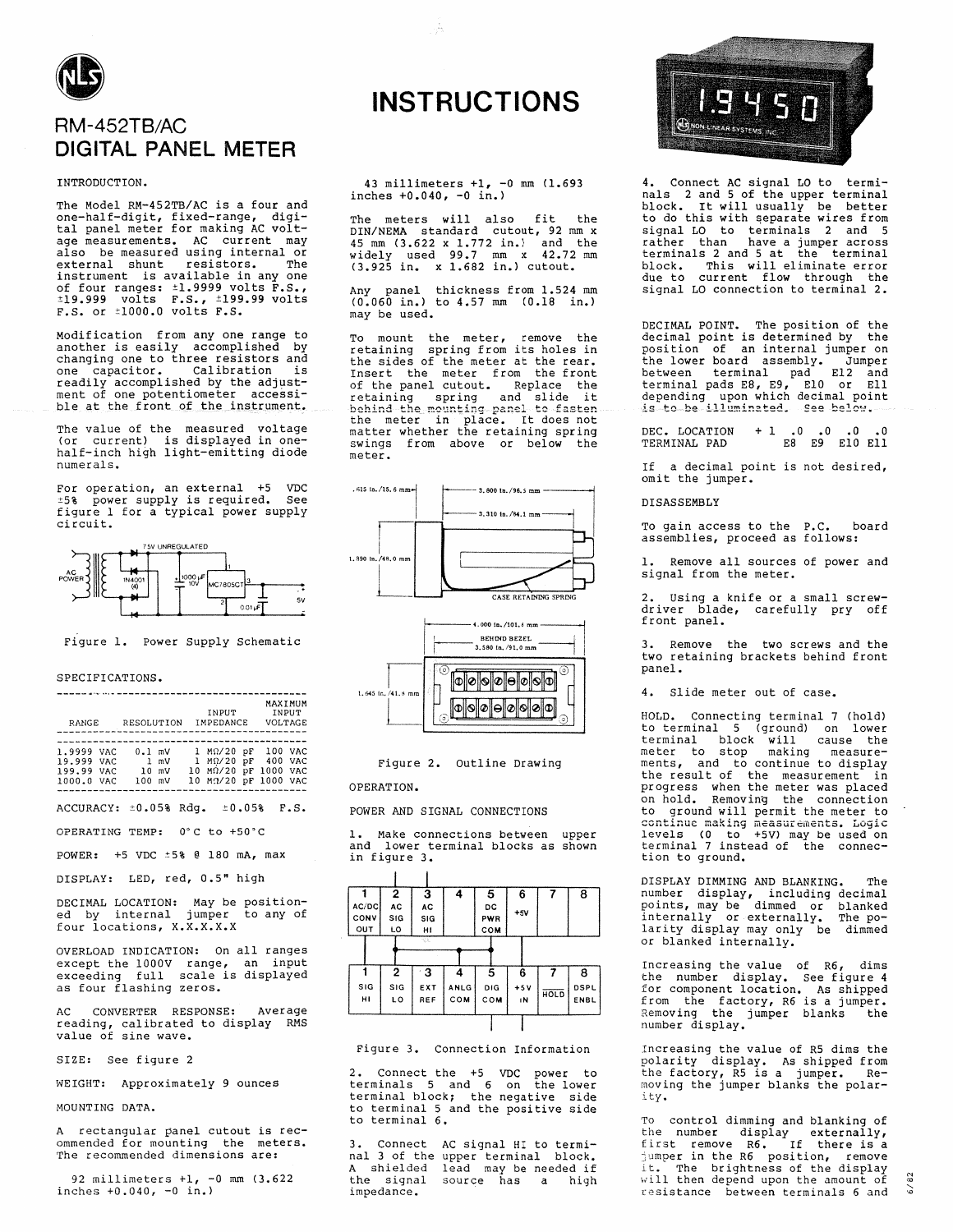# RM-452TB/AC
## DIGITAL PANEL METER

# INSTRUCTIONS

INTRODUCTION.

The Model RM-452TB/AC is a four and one-half-digit, fixed-range, digital panel meter for making AC voltage measurements. AC current may also be measured using internal or external shunt resistors. The instrument is available in any one of four ranges: ±1.9999 volts F.S., ±19.999 volts F.S., ±199.99 volts F.S. or ±1000.0 volts F.S.

Modification from any one range to another is easily accomplished by changing one to three resistors and one capacitor. Calibration is readily accomplished by the adjustment of one potentiometer accessible at the front of the instrument.

The value of the measured voltage (or current) is displayed in one-half-inch high light-emitting diode numerals.

For operation, an external +5 VDC ±5% power supply is required. See figure 1 for a typical power supply circuit.

Figure 1. Power Supply Schematic

SPECIFICATIONS.

| RANGE | RESOLUTION | INPUT IMPEDANCE | MAXIMUM INPUT VOLTAGE |
|---|---|---|---|
| 1.9999 VAC | 0.1 mV | 1 MΩ/20 pF | 100 VAC |
| 19.999 VAC | 1 mV | 1 MΩ/20 pF | 400 VAC |
| 199.99 VAC | 10 mV | 10 MΩ/20 pF | 1000 VAC |
| 1000.0 VAC | 100 mV | 10 MΩ/20 pF | 1000 VAC |

ACCURACY: ±0.05% Rdg. ±0.05% F.S.

OPERATING TEMP: 0°C to +50°C

POWER: +5 VDC ±5% @ 180 mA, max

DISPLAY: LED, red, 0.5" high

DECIMAL LOCATION: May be positioned by internal jumper to any of four locations, X.X.X.X.X

OVERLOAD INDICATION: On all ranges except the 1000V range, an input exceeding full scale is displayed as four flashing zeros.

AC CONVERTER RESPONSE: Average reading, calibrated to display RMS value of sine wave.

SIZE: See figure 2

WEIGHT: Approximately 9 ounces

MOUNTING DATA.

A rectangular panel cutout is recommended for mounting the meters. The recommended dimensions are:

92 millimeters +1, -0 mm (3.622 inches +0.040, -0 in.)

43 millimeters +1, -0 mm (1.693 inches +0.040, -0 in.)

The meters will also fit the DIN/NEMA standard cutout, 92 mm x 45 mm (3.622 x 1.772 in.) and the widely used 99.7 mm x 42.72 mm (3.925 in. x 1.682 in.) cutout.

Any panel thickness from 1.524 mm (0.060 in.) to 4.57 mm (0.18 in.) may be used.

To mount the meter, remove the retaining spring from its holes in the sides of the meter at the rear. Insert the meter from the front of the panel cutout. Replace the retaining spring and slide it behind the mounting panel to fasten the meter in place. It does not matter whether the retaining spring swings from above or below the meter.

Figure 2. Outline Drawing

OPERATION.

POWER AND SIGNAL CONNECTIONS

1. Make connections between upper and lower terminal blocks as shown in figure 3.

| 1 | 2 | 3 | 4 | 5 | 6 | 7 | 8 |
|---|---|---|---|---|---|---|---|
| AC/DC CONV OUT | AC SIG LO | AC SIG HI | | DC PWR COM | +5V | | |

| 1 | 2 | 3 | 4 | 5 | 6 | 7 | 8 |
|---|---|---|---|---|---|---|---|
| SIG HI | SIG LO | EXT REF | ANLG COM | DIG COM | +5V IN | HOLD | DSPL ENBL |

Figure 3. Connection Information

2. Connect the +5 VDC power to terminals 5 and 6 on the lower terminal block; the negative side to terminal 5 and the positive side to terminal 6.

3. Connect AC signal HI to terminal 3 of the upper terminal block. A shielded lead may be needed if the signal source has a high impedance.

4. Connect AC signal LO to terminals 2 and 5 of the upper terminal block. It will usually be better to do this with separate wires from signal LO to terminals 2 and 5 rather than have a jumper across terminals 2 and 5 at the terminal block. This will eliminate error due to current flow through the signal LO connection to terminal 2.

DECIMAL POINT. The position of the decimal point is determined by the position of an internal jumper on the lower board assembly. Jumper between terminal pad E12 and terminal pads E8, E9, E10 or E11 depending upon which decimal point is to be illuminated. See below.

| DEC. LOCATION | + 1 | .0 | .0 | .0 | .0 |
|---|---|---|---|---|---|
| TERMINAL PAD | | E8 | E9 | E10 | E11 |

If a decimal point is not desired, omit the jumper.

DISASSEMBLY

To gain access to the P.C. board assemblies, proceed as follows:

1. Remove all sources of power and signal from the meter.

2. Using a knife or a small screwdriver blade, carefully pry off front panel.

3. Remove the two screws and the two retaining brackets behind front panel.

4. Slide meter out of case.

HOLD. Connecting terminal 7 (hold) to terminal 5 (ground) on lower terminal block will cause the meter to stop making measurements, and to continue to display the result of the measurement in progress when the meter was placed on hold. Removing the connection to ground will permit the meter to continue making measurements. Logic levels (0 to +5V) may be used on terminal 7 instead of the connection to ground.

DISPLAY DIMMING AND BLANKING. The number display, including decimal points, may be dimmed or blanked internally or externally. The polarity display may only be dimmed or blanked internally.

Increasing the value of R6, dims the number display. See figure 4 for component location. As shipped from the factory, R6 is a jumper. Removing the jumper blanks the number display.

Increasing the value of R5 dims the polarity display. As shipped from the factory, R5 is a jumper. Removing the jumper blanks the polarity.

To control dimming and blanking of the number display externally, first remove R6. If there is a jumper in the R6 position, remove it. The brightness of the display will then depend upon the amount of resistance between terminals 6 and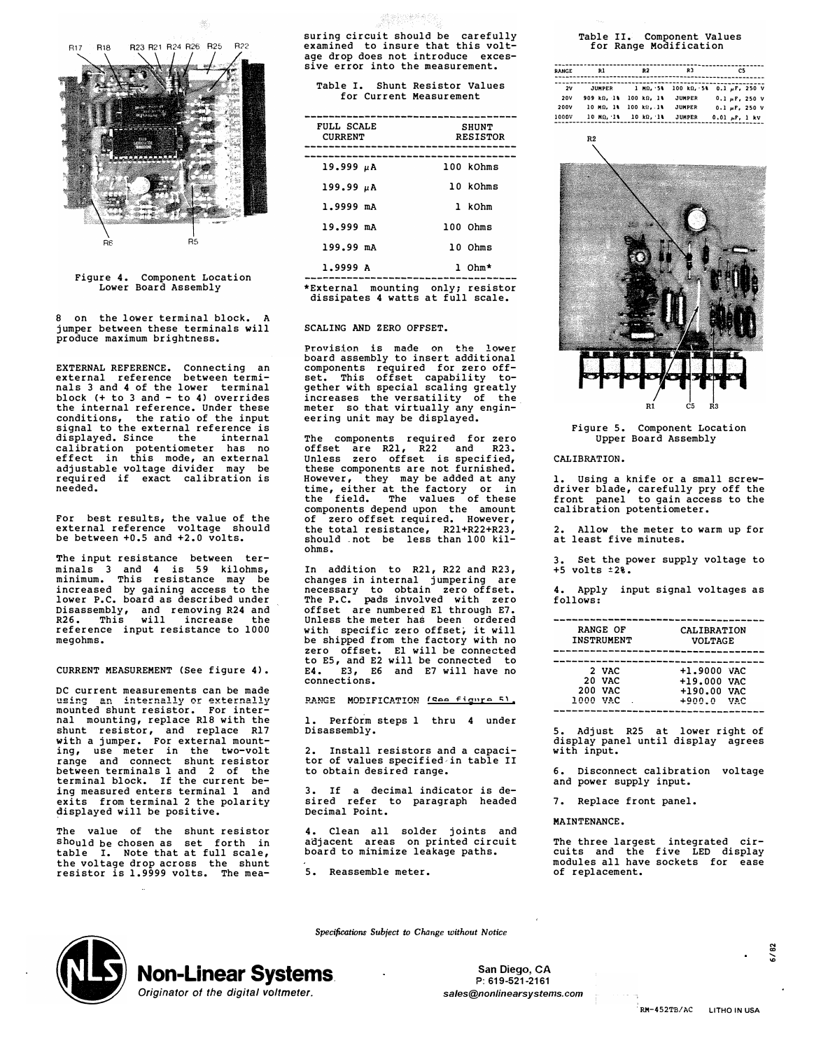R17 R18 R23 R21 R24 R26 R25 R22

R6 R5

Figure 4. Component Location Lower Board Assembly

8 on the lower terminal block. A jumper between these terminals will produce maximum brightness.

EXTERNAL REFERENCE. Connecting an external reference between terminals 3 and 4 of the lower terminal block (+ to 3 and - to 4) overrides the internal reference. Under these conditions, the ratio of the input signal to the external reference is displayed. Since the internal calibration potentiometer has no effect in this mode, an external adjustable voltage divider may be required if exact calibration is needed.

For best results, the value of the external reference voltage should be between +0.5 and +2.0 volts.

The input resistance between terminals 3 and 4 is 59 kilohms, minimum. This resistance may be increased by gaining access to the lower P.C. board as described under Disassembly, and removing R24 and R26. This will increase the reference input resistance to 1000 megohms.

CURRENT MEASUREMENT (See figure 4).

DC current measurements can be made using an internally or externally mounted shunt resistor. For internal mounting, replace R18 with the shunt resistor, and replace R17 with a jumper. For external mounting, use meter in the two-volt range and connect shunt resistor between terminals 1 and 2 of the terminal block. If the current being measured enters terminal 1 and exits from terminal 2 the polarity displayed will be positive.

The value of the shunt resistor should be chosen as set forth in table I. Note that at full scale, the voltage drop across the shunt resistor is 1.9999 volts. The measuring circuit should be carefully examined to insure that this voltage drop does not introduce excessive error into the measurement.

Table I. Shunt Resistor Values for Current Measurement

| FULL SCALE CURRENT | SHUNT RESISTOR |
|---|---|
| 19.999 μA | 100 kOhms |
| 199.99 μA | 10 kOhms |
| 1.9999 mA | 1 kOhm |
| 19.999 mA | 100 Ohms |
| 199.99 mA | 10 Ohms |
| 1.9999 A | 1 Ohm* |

*External mounting only; resistor dissipates 4 watts at full scale.

SCALING AND ZERO OFFSET.

Provision is made on the lower board assembly to insert additional components required for zero offset. This offset capability together with special scaling greatly increases the versatility of the meter so that virtually any engineering unit may be displayed.

The components required for zero offset are R21, R22 and R23. Unless zero offset is specified, these components are not furnished. However, they may be added at any time, either at the factory or in the field. The values of these components depend upon the amount of zero offset required. However, the total resistance, R21+R22+R23, should not be less than 100 kilohms.

In addition to R21, R22 and R23, changes in internal jumpering are necessary to obtain zero offset. The P.C. pads involved with zero offset are numbered E1 through E7. Unless the meter has been ordered with specific zero offset, it will be shipped from the factory with no zero offset. E1 will be connected to E5, and E2 will be connected to E4. E3, E6 and E7 will have no connections.

RANGE MODIFICATION (See figure 5).

1. Perform steps 1 thru 4 under Disassembly.

2. Install resistors and a capacitor of values specified in table II to obtain desired range.

3. If a decimal indicator is desired refer to paragraph headed Decimal Point.

4. Clean all solder joints and adjacent areas on printed circuit board to minimize leakage paths.

5. Reassemble meter.

Table II. Component Values for Range Modification

| RANGE | R1 | R2 | R3 | C5 |
|---|---|---|---|---|
| 2V | JUMPER | 1 MΩ, 5% | 100 kΩ, 5% | 0.1 μF, 250 V |
| 20V | 909 kΩ, 1% | 100 kΩ, 1% | JUMPER | 0.1 μF, 250 V |
| 200V | 10 MΩ, 1% | 100 kΩ, 1% | JUMPER | 0.1 μF, 250 V |
| 1000V | 10 MΩ, 1% | 10 kΩ, 1% | JUMPER | 0.01 μF, 1 kV |

R2

R1 C5 R3

Figure 5. Component Location Upper Board Assembly

CALIBRATION.

1. Using a knife or a small screwdriver blade, carefully pry off the front panel to gain access to the calibration potentiometer.

2. Allow the meter to warm up for at least five minutes.

3. Set the power supply voltage to +5 volts ±2%.

4. Apply input signal voltages as follows:

| RANGE OF INSTRUMENT | CALIBRATION VOLTAGE |
|---|---|
| 2 VAC | +1.9000 VAC |
| 20 VAC | +19.000 VAC |
| 200 VAC | +190.00 VAC |
| 1000 VAC | +900.0 VAC |

5. Adjust R25 at lower right of display panel until display agrees with input.

6. Disconnect calibration voltage and power supply input.

7. Replace front panel.

MAINTENANCE.

The three largest integrated circuits and the five LED display modules all have sockets for ease of replacement.

*Specifications Subject to Change without Notice*

**Non-Linear Systems**
*Originator of the digital voltmeter.*

San Diego, CA
P: 619-521-2161
*sales@nonlinearsystems.com*

6/82

RM-452TB/AC LITHO IN USA